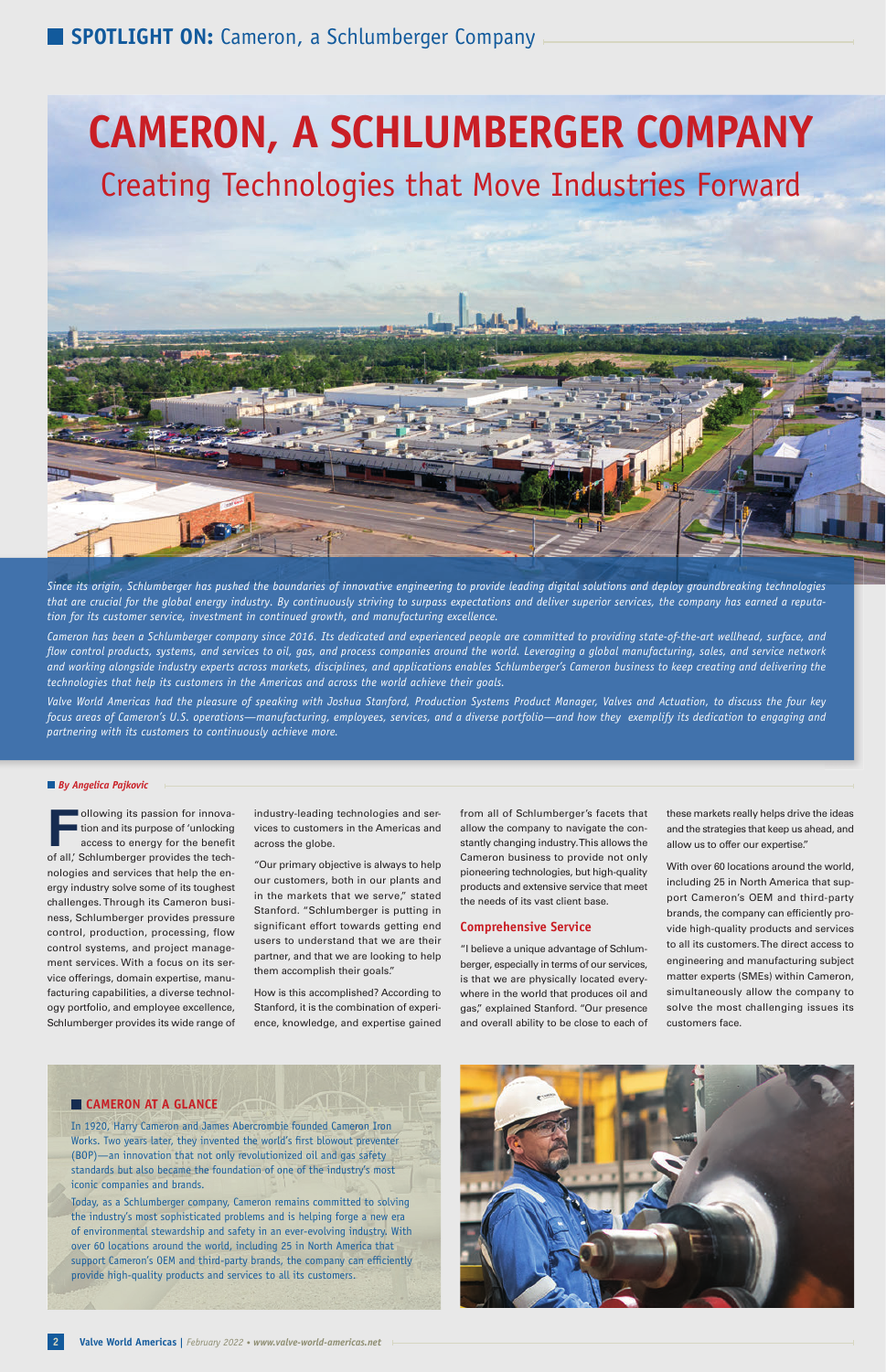# CAMERON, A SCHLUMBERGER COMPANY

## Creating Technologies that Move Industries Forward

*Since its origin, Schlumberger has pushed the boundaries of innovative engineering to provide leading digital solutions and deploy groundbreaking technologies that are crucial for the global energy industry. By continuously striving to surpass expectations and deliver superior services, the company has earned a reputation for its customer service, investment in continued growth, and manufacturing excellence.*

*Cameron has been a Schlumberger company since 2016. Its dedicated and experienced people are committed to providing state-of-the-art wellhead, surface, and flow control products, systems, and services to oil, gas, and process companies around the world. Leveraging a global manufacturing, sales, and service network and working alongside industry experts across markets, disciplines, and applications enables Schlumberger's Cameron business to keep creating and delivering the technologies that help its customers in the Americas and across the world achieve their goals.*

*Valve World Americas had the pleasure of speaking with Joshua Stanford, Production Systems Product Manager, Valves and Actuation, to discuss the four key focus areas of Cameron's U.S. operations—manufacturing, employees, services, and a diverse portfolio—and how they exemplify its dedication to engaging and partnering with its customers to continuously achieve more.*

***By Angelica Pajkovic***

Following its passion for innovation and its purpose of 'unlocking access to energy for the benefit of all,' Schlumberger provides the technologies and services that help the energy industry solve some of its toughest challenges. Through its Cameron business, Schlumberger provides pressure control, production, processing, flow control systems, and project management services. With a focus on its service offerings, domain expertise, manufacturing capabilities, a diverse technology portfolio, and employee excellence, Schlumberger provides its wide range of industry-leading technologies and services to customers in the Americas and across the globe.

"Our primary objective is always to help our customers, both in our plants and in the markets that we serve," stated Stanford. "Schlumberger is putting in significant effort towards getting end users to understand that we are their partner, and that we are looking to help them accomplish their goals."

How is this accomplished? According to Stanford, it is the combination of experience, knowledge, and expertise gained from all of Schlumberger's facets that allow the company to navigate the constantly changing industry. This allows the Cameron business to provide not only pioneering technologies, but high-quality products and extensive service that meet the needs of its vast client base.

### Comprehensive Service

"I believe a unique advantage of Schlumberger, especially in terms of our services, is that we are physically located everywhere in the world that produces oil and gas," explained Stanford. "Our presence and overall ability to be close to each of these markets really helps drive the ideas and the strategies that keep us ahead, and allow us to offer our expertise."

With over 60 locations around the world, including 25 in North America that support Cameron's OEM and third-party brands, the company can efficiently provide high-quality products and services to all its customers. The direct access to engineering and manufacturing subject matter experts (SMEs) within Cameron, simultaneously allow the company to solve the most challenging issues its customers face.

### CAMERON AT A GLANCE

In 1920, Harry Cameron and James Abercrombie founded Cameron Iron Works. Two years later, they invented the world's first blowout preventer (BOP)—an innovation that not only revolutionized oil and gas safety standards but also became the foundation of one of the industry's most iconic companies and brands.

Today, as a Schlumberger company, Cameron remains committed to solving the industry's most sophisticated problems and is helping forge a new era of environmental stewardship and safety in an ever-evolving industry. With over 60 locations around the world, including 25 in North America that support Cameron's OEM and third-party brands, the company can efficiently provide high-quality products and services to all its customers.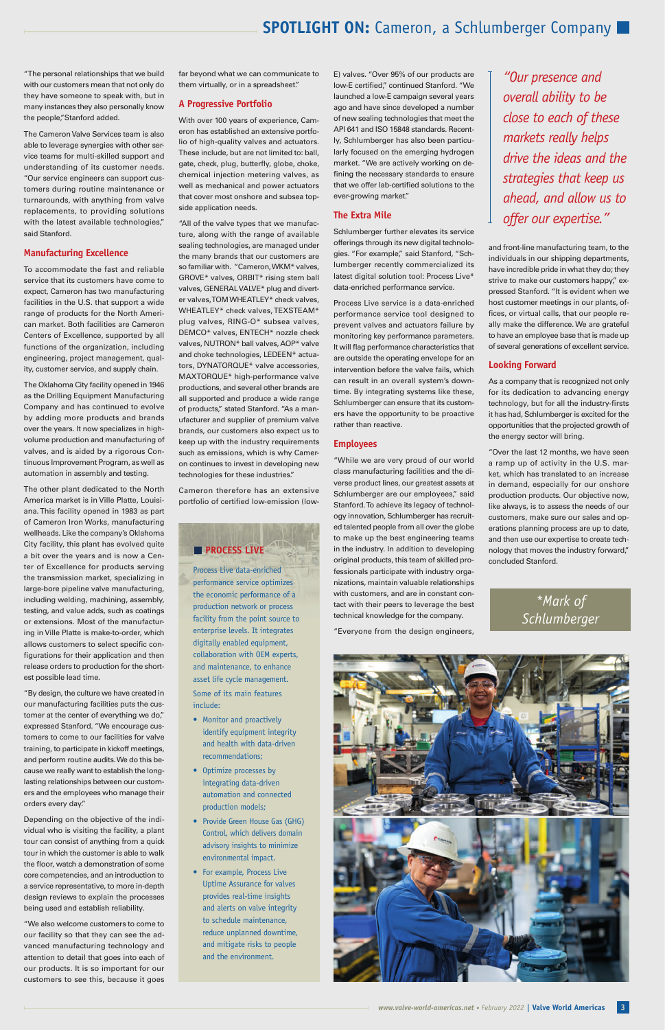"The personal relationships that we build with our customers mean that not only do they have someone to speak with, but in many instances they also personally know the people," Stanford added.

The Cameron Valve Services team is also able to leverage synergies with other service teams for multi-skilled support and understanding of its customer needs. "Our service engineers can support customers during routine maintenance or turnarounds, with anything from valve replacements, to providing solutions with the latest available technologies," said Stanford.

## Manufacturing Excellence

To accommodate the fast and reliable service that its customers have come to expect, Cameron has two manufacturing facilities in the U.S. that support a wide range of products for the North American market. Both facilities are Cameron Centers of Excellence, supported by all functions of the organization, including engineering, project management, quality, customer service, and supply chain.

The Oklahoma City facility opened in 1946 as the Drilling Equipment Manufacturing Company and has continued to evolve by adding more products and brands over the years. It now specializes in high-volume production and manufacturing of valves, and is aided by a rigorous Continuous Improvement Program, as well as automation in assembly and testing.

The other plant dedicated to the North America market is in Ville Platte, Louisiana. This facility opened in 1983 as part of Cameron Iron Works, manufacturing wellheads. Like the company's Oklahoma City facility, this plant has evolved quite a bit over the years and is now a Center of Excellence for products serving the transmission market, specializing in large-bore pipeline valve manufacturing, including welding, machining, assembly, testing, and value adds, such as coatings or extensions. Most of the manufacturing in Ville Platte is make-to-order, which allows customers to select specific configurations for their application and then release orders to production for the shortest possible lead time.

"By design, the culture we have created in our manufacturing facilities puts the customer at the center of everything we do," expressed Stanford. "We encourage customers to come to our facilities for valve training, to participate in kickoff meetings, and perform routine audits. We do this because we really want to establish the long-lasting relationships between our customers and the employees who manage their orders every day."

Depending on the objective of the individual who is visiting the facility, a plant tour can consist of anything from a quick tour in which the customer is able to walk the floor, watch a demonstration of some core competencies, and an introduction to a service representative, to more in-depth design reviews to explain the processes being used and establish reliability.

"We also welcome customers to come to our facility so that they can see the advanced manufacturing technology and attention to detail that goes into each of our products. It is so important for our customers to see this, because it goes far beyond what we can communicate to them virtually, or in a spreadsheet."

## A Progressive Portfolio

With over 100 years of experience, Cameron has established an extensive portfolio of high-quality valves and actuators. These include, but are not limited to: ball, gate, check, plug, butterfly, globe, choke, chemical injection metering valves, as well as mechanical and power actuators that cover most onshore and subsea topside application needs.

"All of the valve types that we manufacture, along with the range of available sealing technologies, are managed under the many brands that our customers are so familiar with. "Cameron, WKM* valves, GROVE* valves, ORBIT* rising stem ball valves, GENERAL VALVE* plug and diverter valves, TOM WHEATLEY* check valves, WHEATLEY* check valves, TEXSTEAM* plug valves, RING-O* subsea valves, DEMCO* valves, ENTECH* nozzle check valves, NUTRON* ball valves, AOP* valve and choke technologies, LEDEEN* actuators, DYNATORQUE* valve accessories, MAXTORQUE* high-performance valve productions, and several other brands are all supported and produce a wide range of products," stated Stanford. "As a manufacturer and supplier of premium valve brands, our customers also expect us to keep up with the industry requirements such as emissions, which is why Cameron continues to invest in developing new technologies for these industries."

Cameron therefore has an extensive portfolio of certified low-emission (low-E) valves. "Over 95% of our products are low-E certified," continued Stanford. "We launched a low-E campaign several years ago and have since developed a number of new sealing technologies that meet the API 641 and ISO 15848 standards. Recently, Schlumberger has also been particularly focused on the emerging hydrogen market. "We are actively working on defining the necessary standards to ensure that we offer lab-certified solutions to the ever-growing market."

### PROCESS LIVE

Process Live data-enriched performance service optimizes the economic performance of a production network or process facility from the point source to enterprise levels. It integrates digitally enabled equipment, collaboration with OEM experts, and maintenance, to enhance asset life cycle management.

Some of its main features include:

- Monitor and proactively identify equipment integrity and health with data-driven recommendations;
- Optimize processes by integrating data-driven automation and connected production models;
- Provide Green House Gas (GHG) Control, which delivers domain advisory insights to minimize environmental impact.
- For example, Process Live Uptime Assurance for valves provides real-time insights and alerts on valve integrity to schedule maintenance, reduce unplanned downtime, and mitigate risks to people and the environment.

## The Extra Mile

Schlumberger further elevates its service offerings through its new digital technologies. "For example," said Stanford, "Schlumberger recently commercialized its latest digital solution tool: Process Live* data-enriched performance service.

Process Live service is a data-enriched performance service tool designed to prevent valves and actuators failure by monitoring key performance parameters. It will flag performance characteristics that are outside the operating envelope for an intervention before the valve fails, which can result in an overall system's downtime. By integrating systems like these, Schlumberger can ensure that its customers have the opportunity to be proactive rather than reactive.

## Employees

"While we are very proud of our world class manufacturing facilities and the diverse product lines, our greatest assets at Schlumberger are our employees," said Stanford. To achieve its legacy of technology innovation, Schlumberger has recruited talented people from all over the globe to make up the best engineering teams in the industry. In addition to developing original products, this team of skilled professionals participate with industry organizations, maintain valuable relationships with customers, and are in constant contact with their peers to leverage the best technical knowledge for the company.

"Everyone from the design engineers, and front-line manufacturing team, to the individuals in our shipping departments, have incredible pride in what they do; they strive to make our customers happy," expressed Stanford. "It is evident when we host customer meetings in our plants, offices, or virtual calls, that our people really make the difference. We are grateful to have an employee base that is made up of several generations of excellent service.

*"Our presence and overall ability to be close to each of these markets really helps drive the ideas and the strategies that keep us ahead, and allow us to offer our expertise."*

## Looking Forward

As a company that is recognized not only for its dedication to advancing energy technology, but for all the industry-firsts it has had, Schlumberger is excited for the opportunities that the projected growth of the energy sector will bring.

"Over the last 12 months, we have seen a ramp up of activity in the U.S. market, which has translated to an increase in demand, especially for our onshore production products. Our objective now, like always, is to assess the needs of our customers, make sure our sales and operations planning process are up to date, and then use our expertise to create technology that moves the industry forward," concluded Stanford.

*\*Mark of Schlumberger*